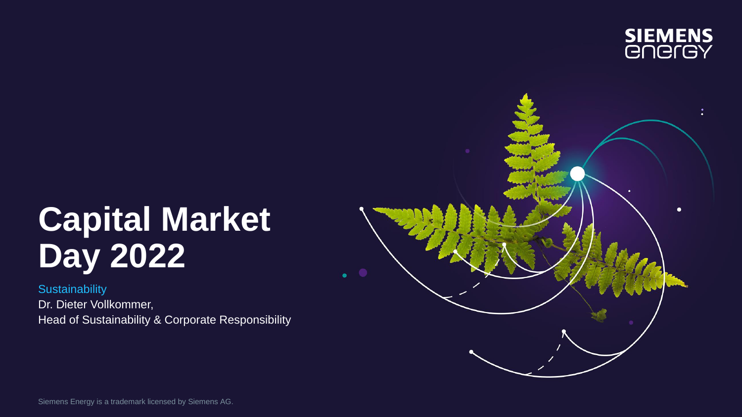SIEMENS energy

# Capital Market Day 2022

Sustainability

Dr. Dieter Vollkommer,
Head of Sustainability & Corporate Responsibility

Siemens Energy is a trademark licensed by Siemens AG.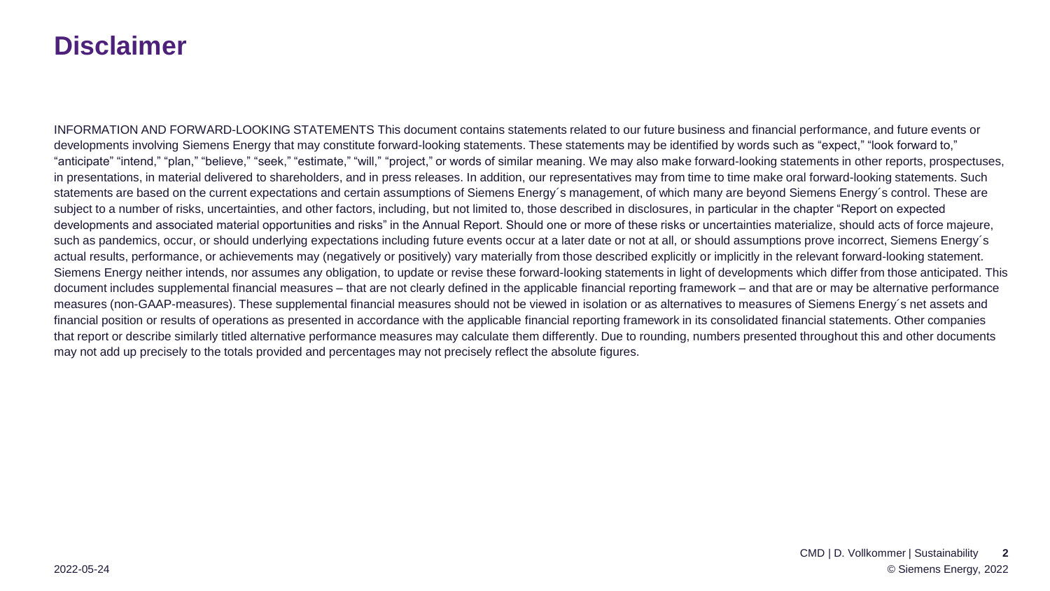# Disclaimer

INFORMATION AND FORWARD-LOOKING STATEMENTS This document contains statements related to our future business and financial performance, and future events or developments involving Siemens Energy that may constitute forward-looking statements. These statements may be identified by words such as “expect,” “look forward to,” “anticipate” “intend,” “plan,” “believe,” “seek,” “estimate,” “will,” “project,” or words of similar meaning. We may also make forward-looking statements in other reports, prospectuses, in presentations, in material delivered to shareholders, and in press releases. In addition, our representatives may from time to time make oral forward-looking statements. Such statements are based on the current expectations and certain assumptions of Siemens Energy´s management, of which many are beyond Siemens Energy´s control. These are subject to a number of risks, uncertainties, and other factors, including, but not limited to, those described in disclosures, in particular in the chapter “Report on expected developments and associated material opportunities and risks” in the Annual Report. Should one or more of these risks or uncertainties materialize, should acts of force majeure, such as pandemics, occur, or should underlying expectations including future events occur at a later date or not at all, or should assumptions prove incorrect, Siemens Energy´s actual results, performance, or achievements may (negatively or positively) vary materially from those described explicitly or implicitly in the relevant forward-looking statement. Siemens Energy neither intends, nor assumes any obligation, to update or revise these forward-looking statements in light of developments which differ from those anticipated. This document includes supplemental financial measures – that are not clearly defined in the applicable financial reporting framework – and that are or may be alternative performance measures (non-GAAP-measures). These supplemental financial measures should not be viewed in isolation or as alternatives to measures of Siemens Energy´s net assets and financial position or results of operations as presented in accordance with the applicable financial reporting framework in its consolidated financial statements. Other companies that report or describe similarly titled alternative performance measures may calculate them differently. Due to rounding, numbers presented throughout this and other documents may not add up precisely to the totals provided and percentages may not precisely reflect the absolute figures.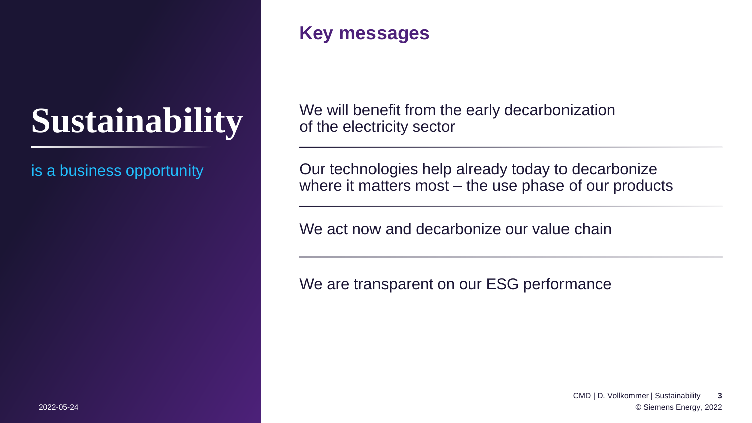# Sustainability

is a business opportunity

## Key messages

We will benefit from the early decarbonization of the electricity sector

---

Our technologies help already today to decarbonize where it matters most – the use phase of our products

---

We act now and decarbonize our value chain

---

We are transparent on our ESG performance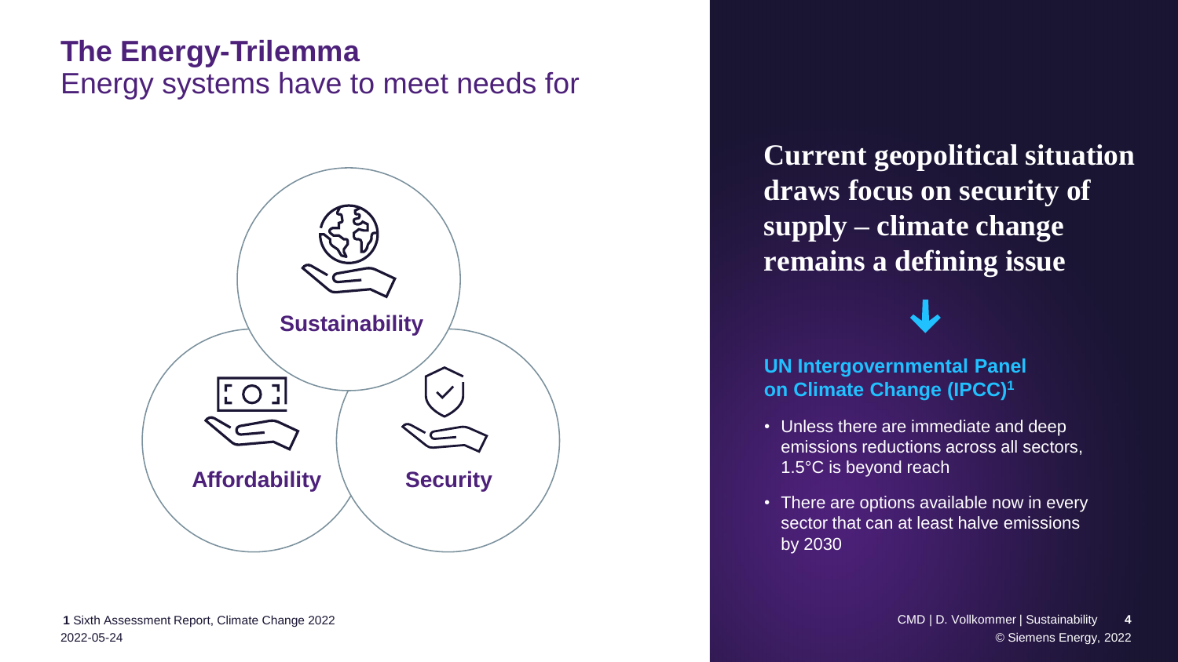# The Energy-Trilemma

## Energy systems have to meet needs for

Sustainability

Affordability

Security

**Current geopolitical situation draws focus on security of supply – climate change remains a defining issue**

### UN Intergovernmental Panel on Climate Change (IPCC)[1]

- Unless there are immediate and deep emissions reductions across all sectors, 1.5°C is beyond reach
- There are options available now in every sector that can at least halve emissions by 2030

**1** Sixth Assessment Report, Climate Change 2022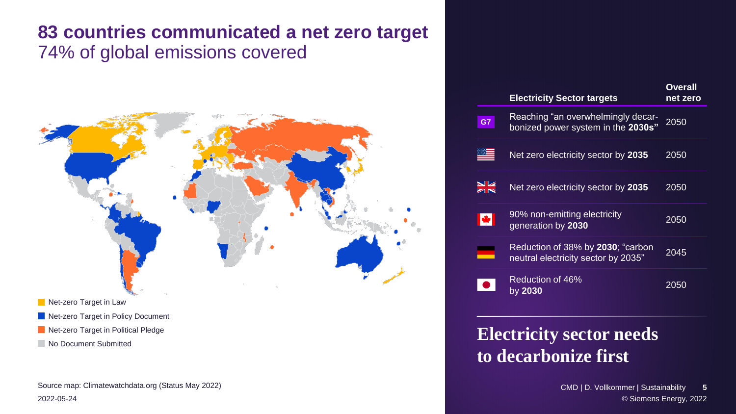# 83 countries communicated a net zero target

## 74% of global emissions covered

Net-zero Target in Law

Net-zero Target in Policy Document

Net-zero Target in Political Pledge

No Document Submitted

Source map: Climatewatchdata.org (Status May 2022)

2022-05-24

| | Electricity Sector targets | Overall net zero |
|---|---|---|
| G7 | Reaching "an overwhelmingly decar-bonized power system in the **2030s"** | 2050 |
| US | Net zero electricity sector by **2035** | 2050 |
| UK | Net zero electricity sector by **2035** | 2050 |
| Canada | 90% non-emitting electricity generation by **2030** | 2050 |
| Germany | Reduction of 38% by **2030**; "carbon neutral electricity sector by 2035" | 2045 |
| Japan | Reduction of 46% by **2030** | 2050 |

## Electricity sector needs to decarbonize first

CMD | D. Vollkommer | Sustainability

© Siemens Energy, 2022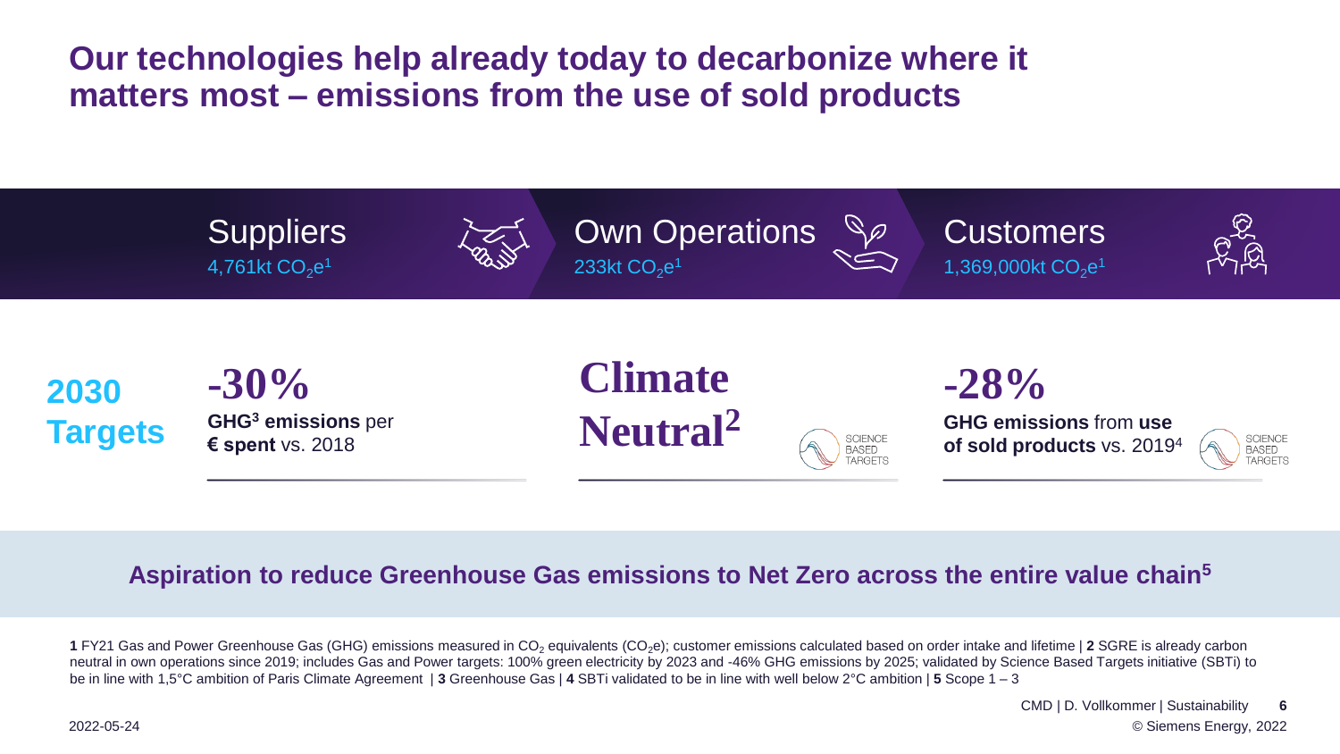# Our technologies help already today to decarbonize where it matters most – emissions from the use of sold products

**Suppliers**
4,761kt $CO_2e$[1]

**Own Operations**
233kt $CO_2e$[1]

**Customers**
1,369,000kt $CO_2e$[1]

## 2030 Targets

**-30%**
**GHG[3] emissions** per **€ spent** vs. 2018

**Climate Neutral[2]**
SCIENCE BASED TARGETS

**-28%**
**GHG emissions** from **use of sold products** vs. 2019[4]
SCIENCE BASED TARGETS

**Aspiration to reduce Greenhouse Gas emissions to Net Zero across the entire value chain[5]**

**1** FY21 Gas and Power Greenhouse Gas (GHG) emissions measured in $CO_2$ equivalents ($CO_2e$); customer emissions calculated based on order intake and lifetime | **2** SGRE is already carbon neutral in own operations since 2019; includes Gas and Power targets: 100% green electricity by 2023 and -46% GHG emissions by 2025; validated by Science Based Targets initiative (SBTi) to be in line with 1,5°C ambition of Paris Climate Agreement | **3** Greenhouse Gas | **4** SBTi validated to be in line with well below 2°C ambition | **5** Scope 1 – 3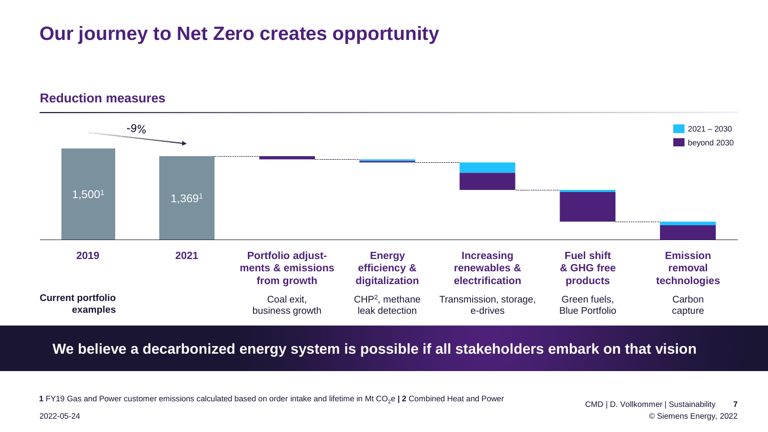# Our journey to Net Zero creates opportunity

## Reduction measures

-9%

2021 – 2030

beyond 2030

1,500[1]

1,369[1]

2019

2021

**Portfolio adjust-ments & emissions from growth**

**Energy efficiency & digitalization**

**Increasing renewables & electrification**

**Fuel shift & GHG free products**

**Emission removal technologies**

**Current portfolio examples**

Coal exit, business growth

CHP[2], methane leak detection

Transmission, storage, e-drives

Green fuels, Blue Portfolio

Carbon capture

**We believe a decarbonized energy system is possible if all stakeholders embark on that vision**

**1** FY19 Gas and Power customer emissions calculated based on order intake and lifetime in Mt $CO_2e$ **| 2** Combined Heat and Power

2022-05-24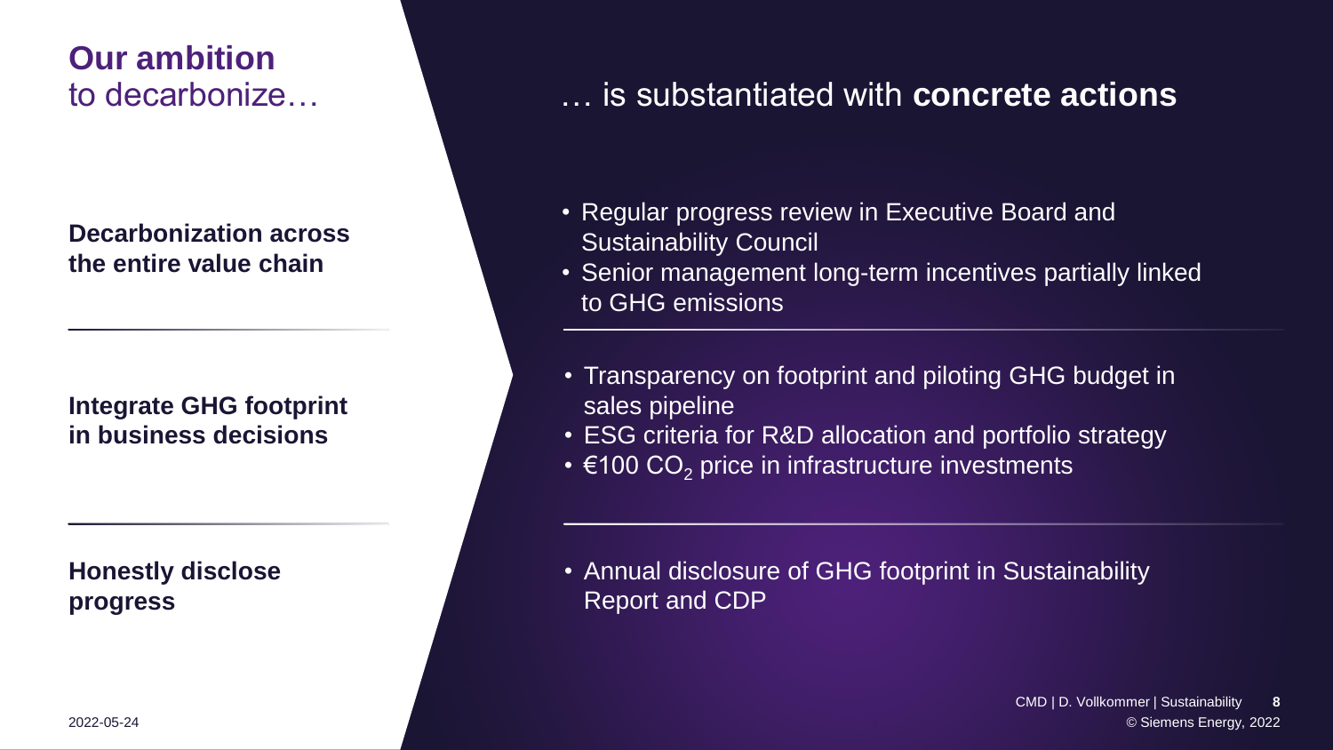# **Our ambition** to decarbonize…

## … is substantiated with **concrete actions**

**Decarbonization across the entire value chain**

- Regular progress review in Executive Board and Sustainability Council
- Senior management long-term incentives partially linked to GHG emissions

**Integrate GHG footprint in business decisions**

- Transparency on footprint and piloting GHG budget in sales pipeline
- ESG criteria for R&D allocation and portfolio strategy
- €100 $CO_2$ price in infrastructure investments

**Honestly disclose progress**

- Annual disclosure of GHG footprint in Sustainability Report and CDP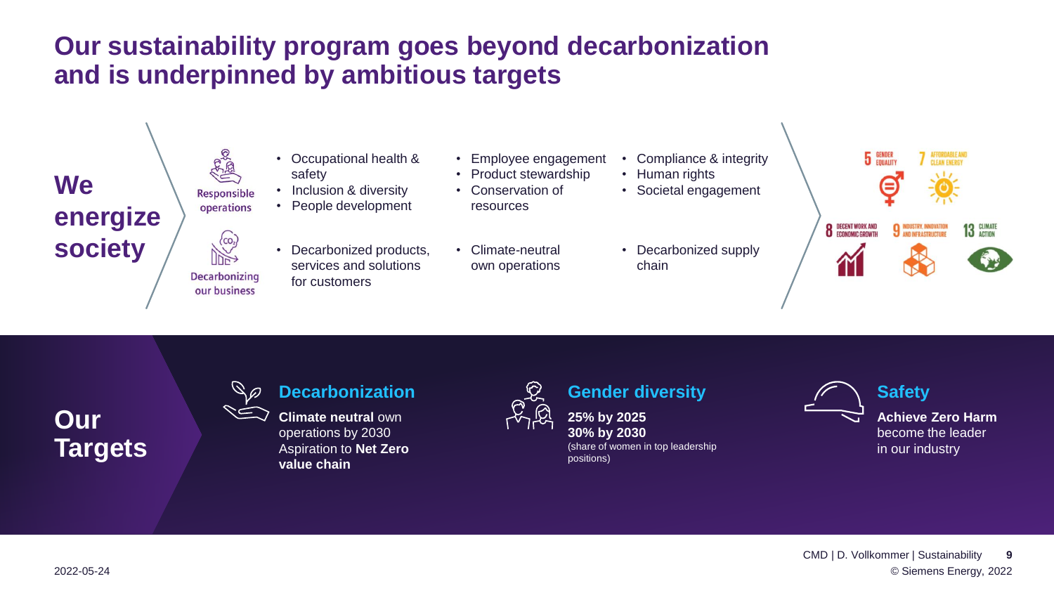# Our sustainability program goes beyond decarbonization and is underpinned by ambitious targets

## We energize society

**Responsible operations**

- Occupational health & safety
- Inclusion & diversity
- People development
- Employee engagement
- Product stewardship
- Conservation of resources
- Compliance & integrity
- Human rights
- Societal engagement

**Decarbonizing our business**

- Decarbonized products, services and solutions for customers
- Climate-neutral own operations
- Decarbonized supply chain

5 GENDER EQUALITY
7 AFFORDABLE AND CLEAN ENERGY
8 DECENT WORK AND ECONOMIC GROWTH
9 INDUSTRY, INNOVATION AND INFRASTRUCTURE
13 CLIMATE ACTION

## Our Targets

### Decarbonization

**Climate neutral** own operations by 2030
Aspiration to **Net Zero value chain**

### Gender diversity

**25% by 2025**
**30% by 2030**
(share of women in top leadership positions)

### Safety

**Achieve Zero Harm** become the leader in our industry

2022-05-24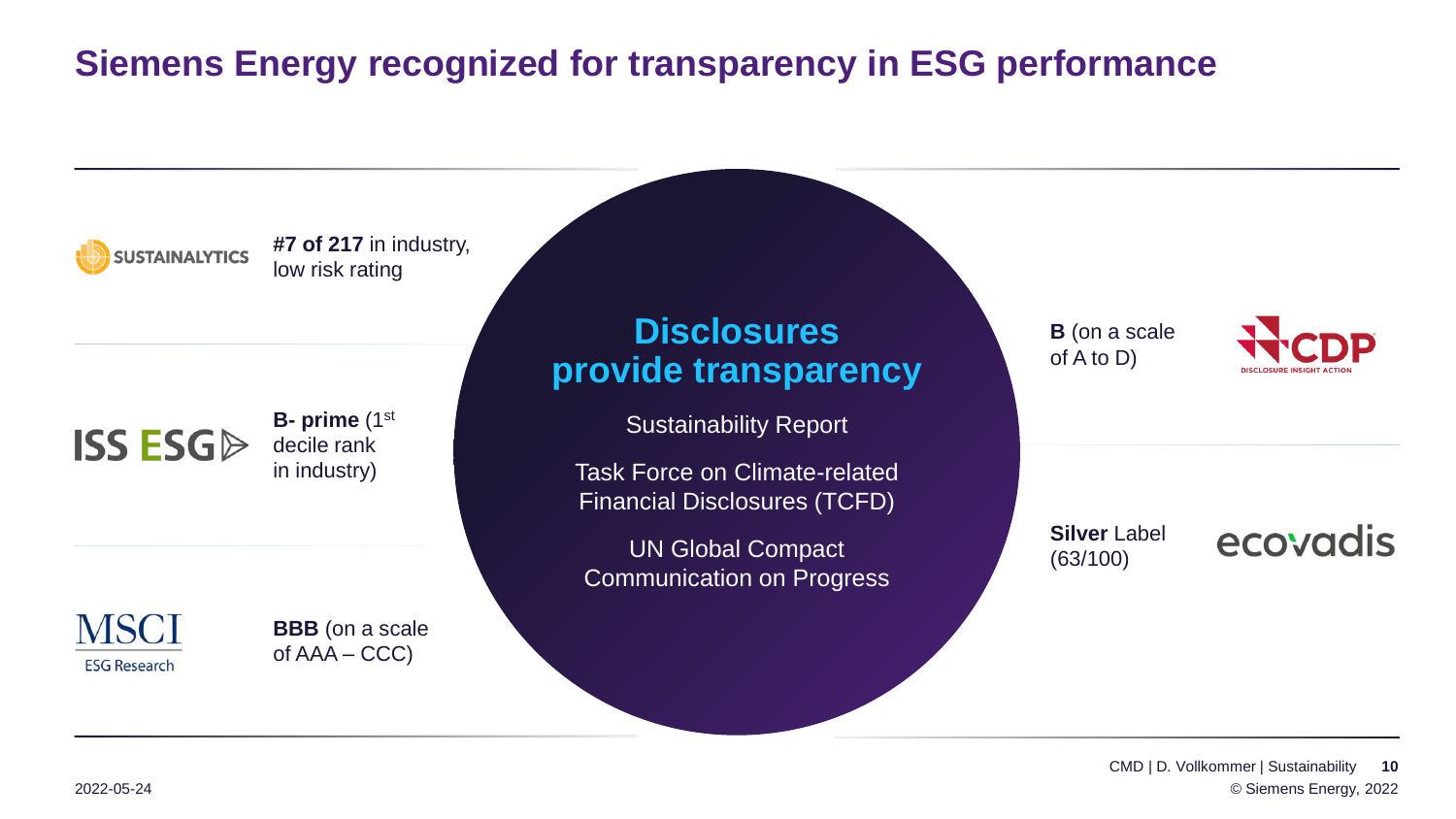# Siemens Energy recognized for transparency in ESG performance

SUSTAINALYTICS — **#7 of 217** in industry, low risk rating

ISS ESG — **B- prime** (1st decile rank in industry)

MSCI ESG Research — **BBB** (on a scale of AAA – CCC)

## Disclosures provide transparency

Sustainability Report

Task Force on Climate-related Financial Disclosures (TCFD)

UN Global Compact Communication on Progress

CDP DISCLOSURE INSIGHT ACTION — **B** (on a scale of A to D)

ecovadis — **Silver** Label (63/100)

2022-05-24

CMD | D. Vollkommer | Sustainability

© Siemens Energy, 2022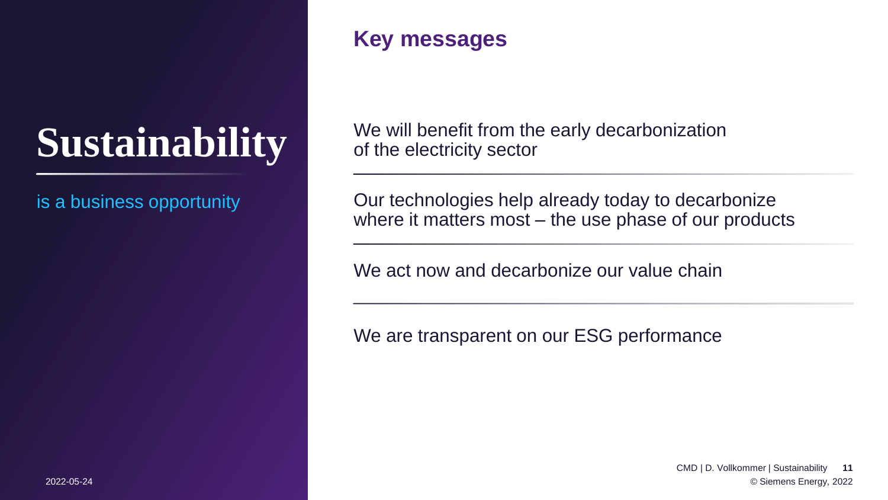# Sustainability

is a business opportunity

## Key messages

We will benefit from the early decarbonization of the electricity sector

Our technologies help already today to decarbonize where it matters most – the use phase of our products

We act now and decarbonize our value chain

We are transparent on our ESG performance